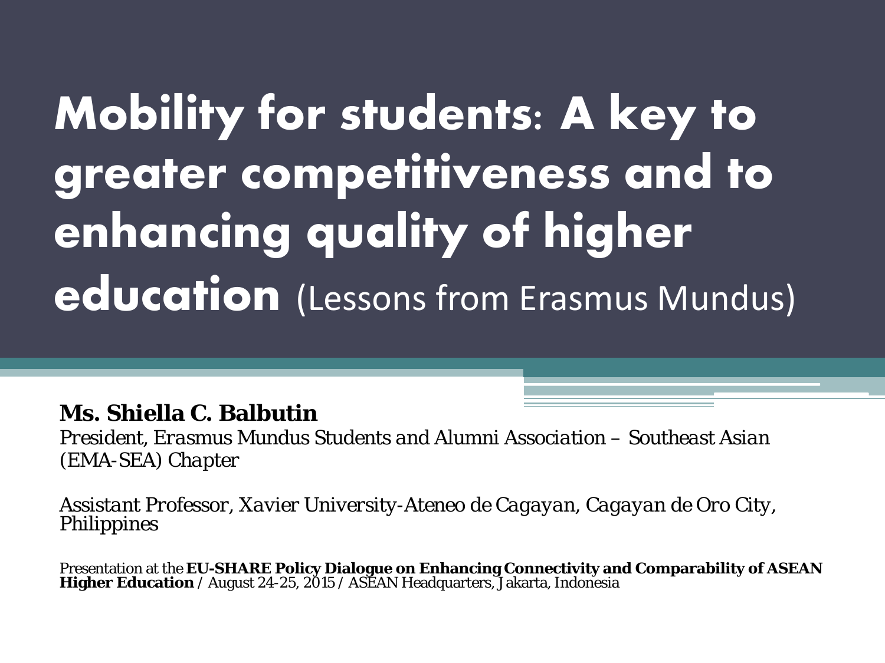# Mobility for students: A key to greater competitiveness and to enhancing quality of higher education (Lessons from Erasmus Mundus)

**Ms. Shiella C. Balbutin**

*President, Erasmus Mundus Students and Alumni Association – Southeast Asian (EMA-SEA) Chapter*

*Assistant Professor, Xavier University-Ateneo de Cagayan, Cagayan de Oro City, Philippines*

Presentation at the **EU-SHARE Policy Dialogue on Enhancing Connectivity and Comparability of ASEAN Higher Education** / August 24-25, 2015 / ASEAN Headquarters, Jakarta, Indonesia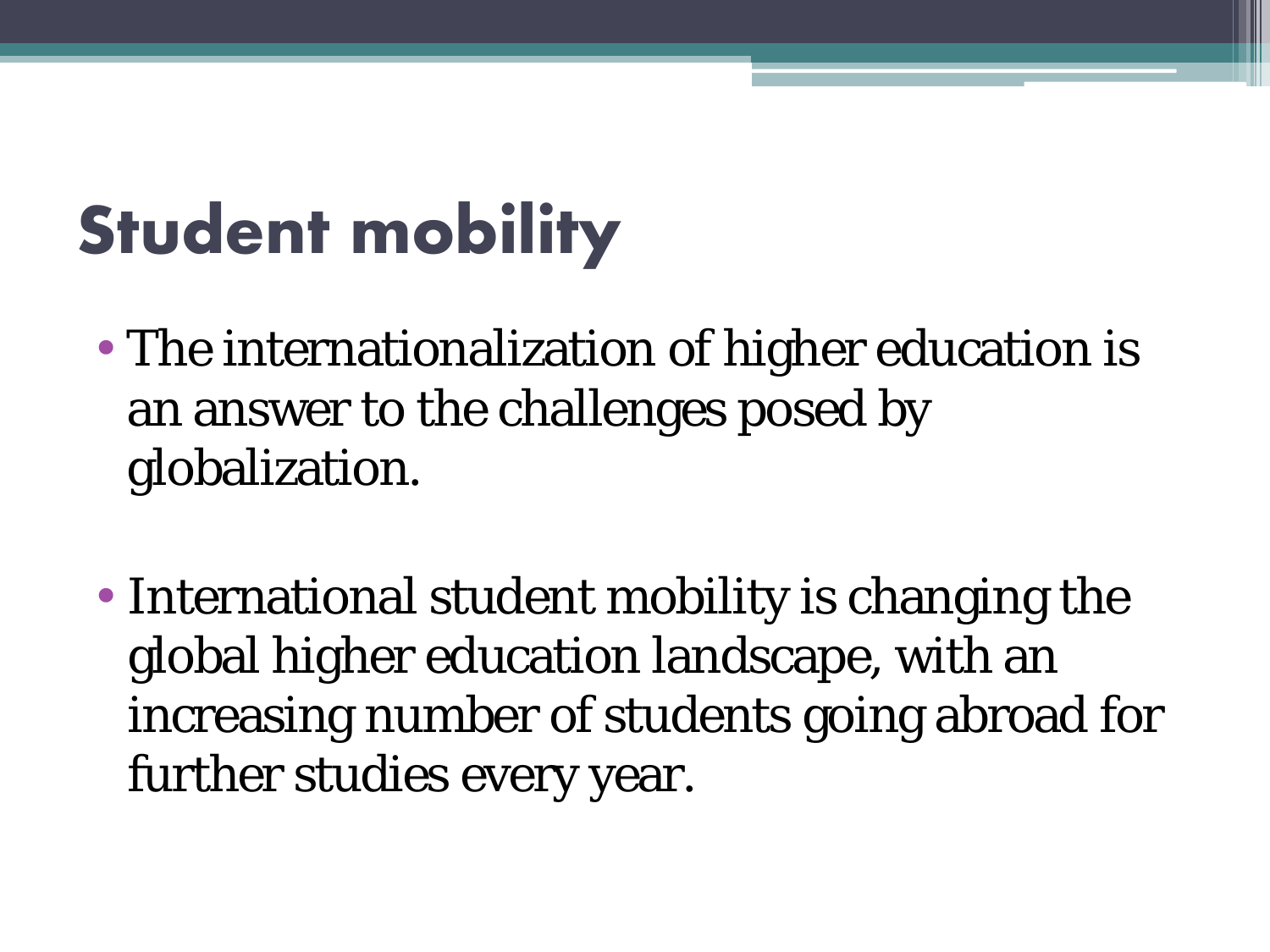# Student mobility

- The internationalization of higher education is an answer to the challenges posed by globalization.

- International student mobility is changing the global higher education landscape, with an increasing number of students going abroad for further studies every year.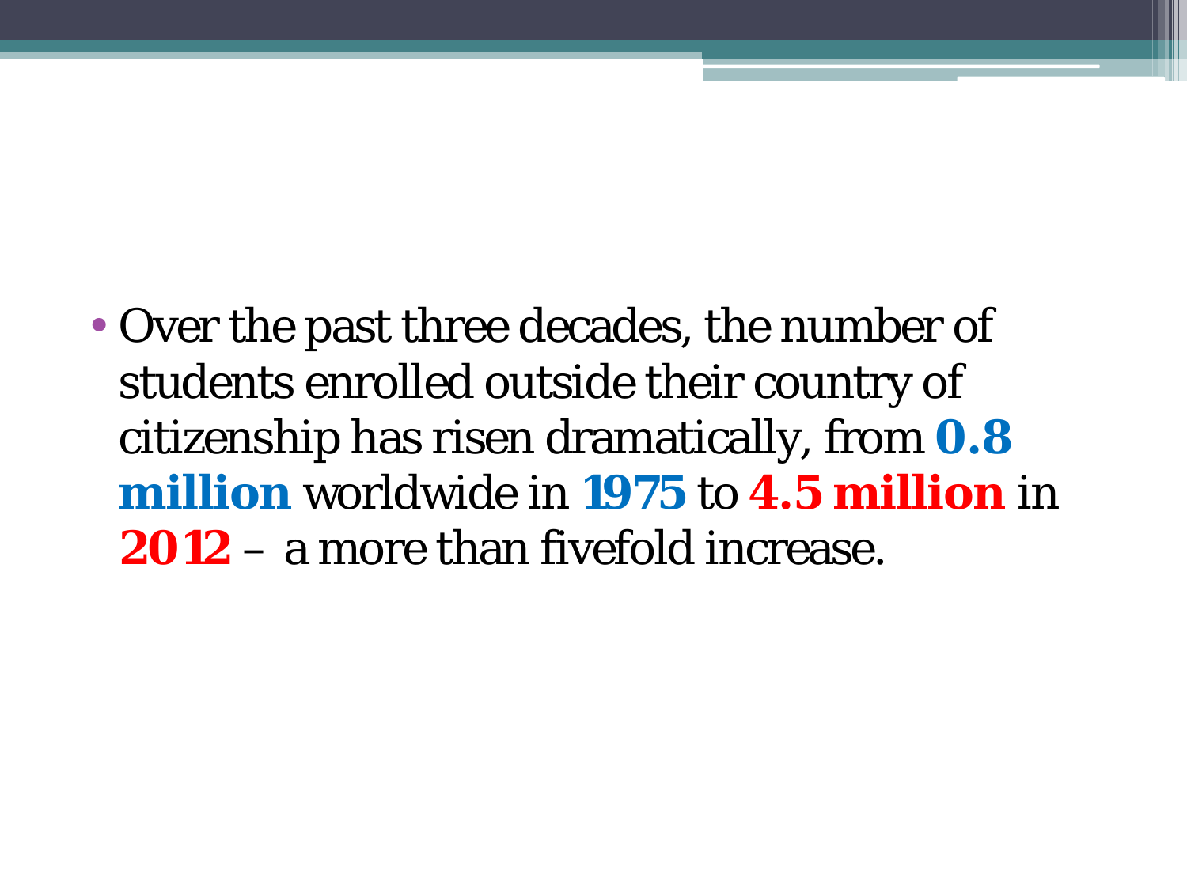- Over the past three decades, the number of students enrolled outside their country of citizenship has risen dramatically, from **0.8 million** worldwide in **1975** to **4.5 million** in **2012** – a more than fivefold increase.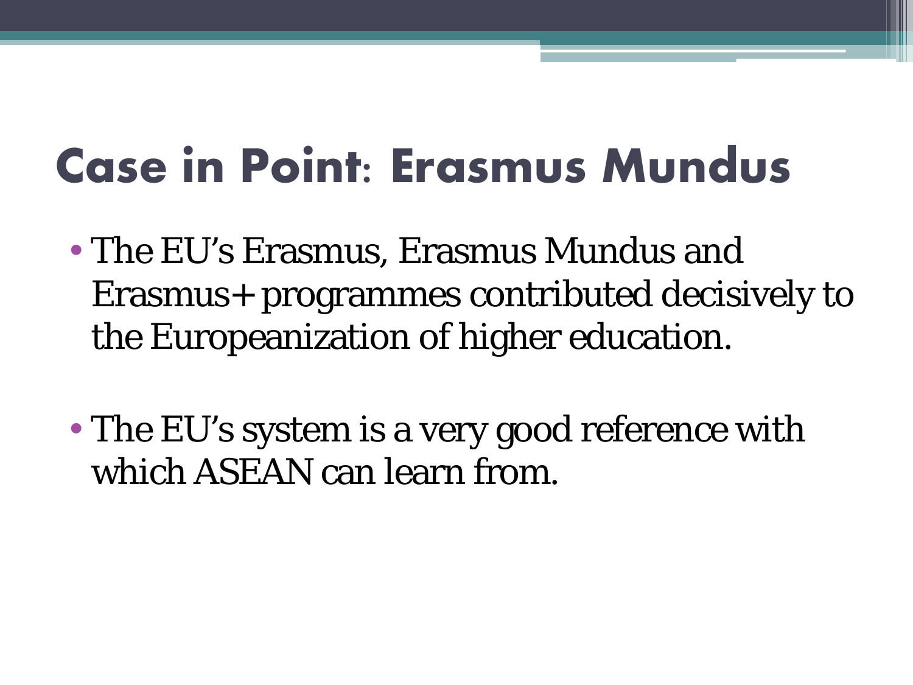# Case in Point: Erasmus Mundus

- The EU's Erasmus, Erasmus Mundus and Erasmus+ programmes contributed decisively to the Europeanization of higher education.
- The EU's system is a very good reference with which ASEAN can learn from.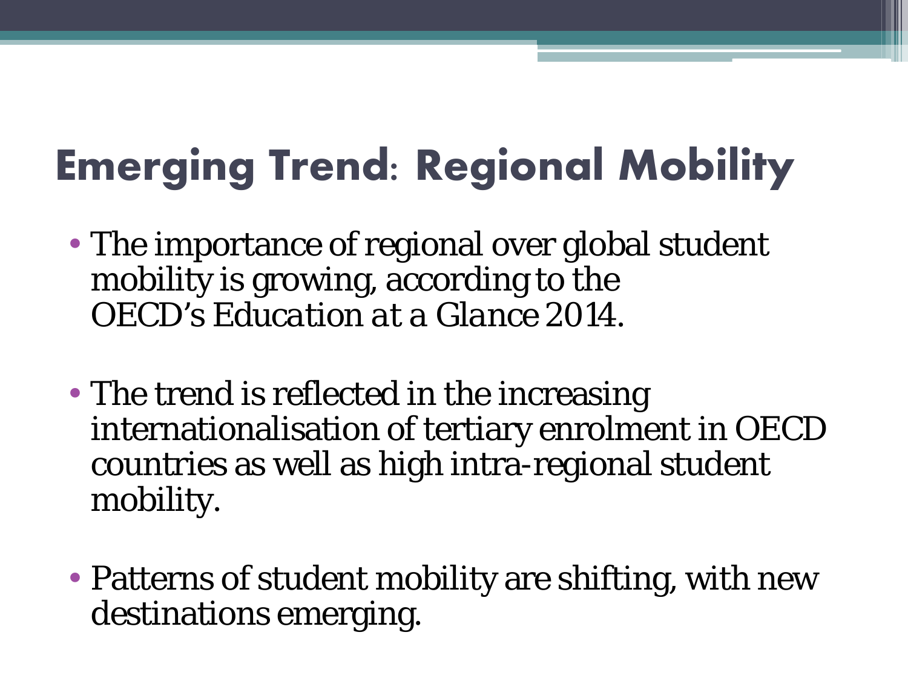# Emerging Trend: Regional Mobility

- The importance of regional over global student mobility is growing, according to the OECD's *Education at a Glance 2014*.

- The trend is reflected in the increasing internationalisation of tertiary enrolment in OECD countries as well as high intra-regional student mobility.

- Patterns of student mobility are shifting, with new destinations emerging.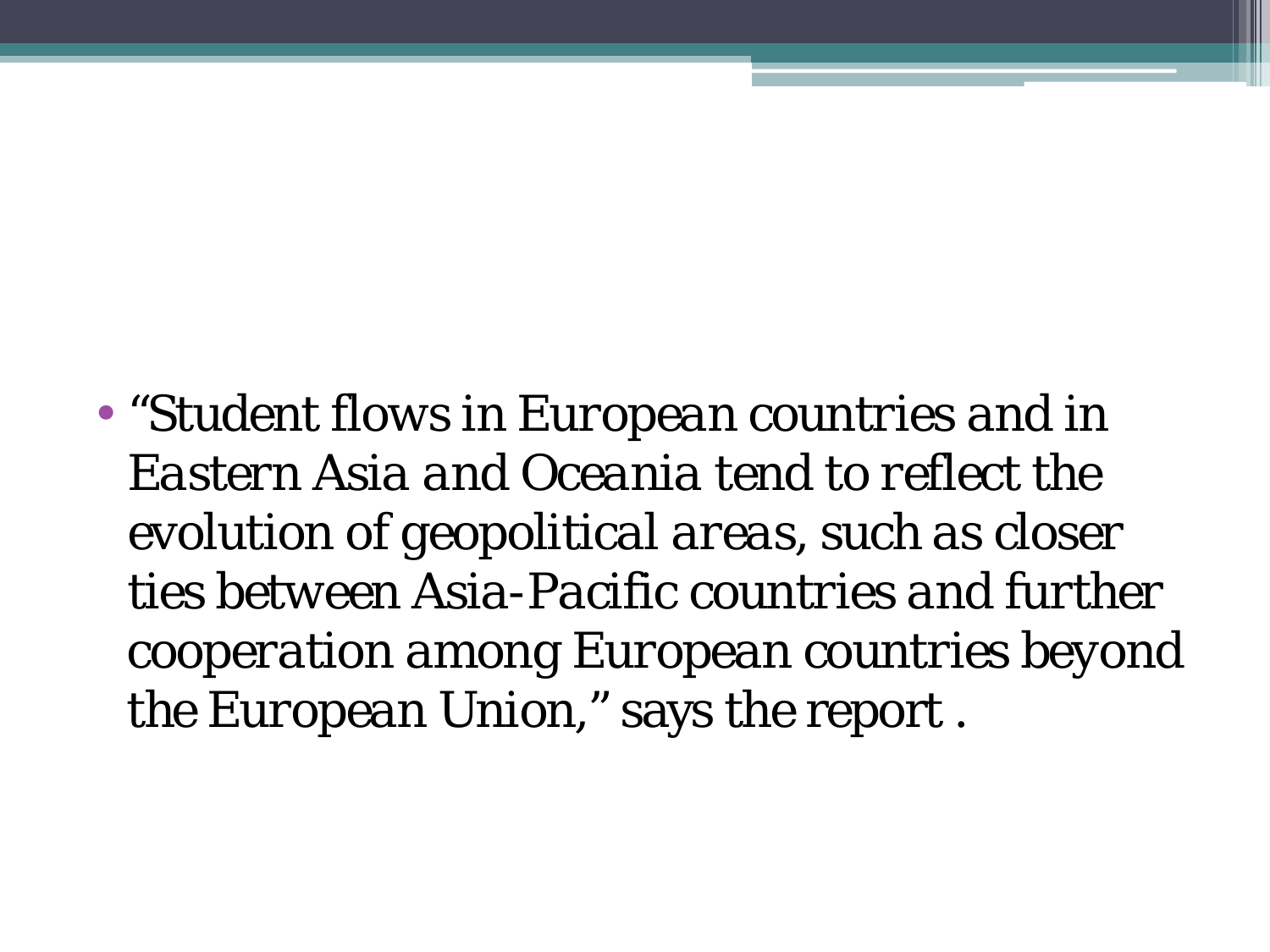- *“Student flows in European countries and in Eastern Asia and Oceania tend to reflect the evolution of geopolitical areas, such as closer ties between Asia-Pacific countries and further cooperation among European countries beyond the European Union,” says the report .*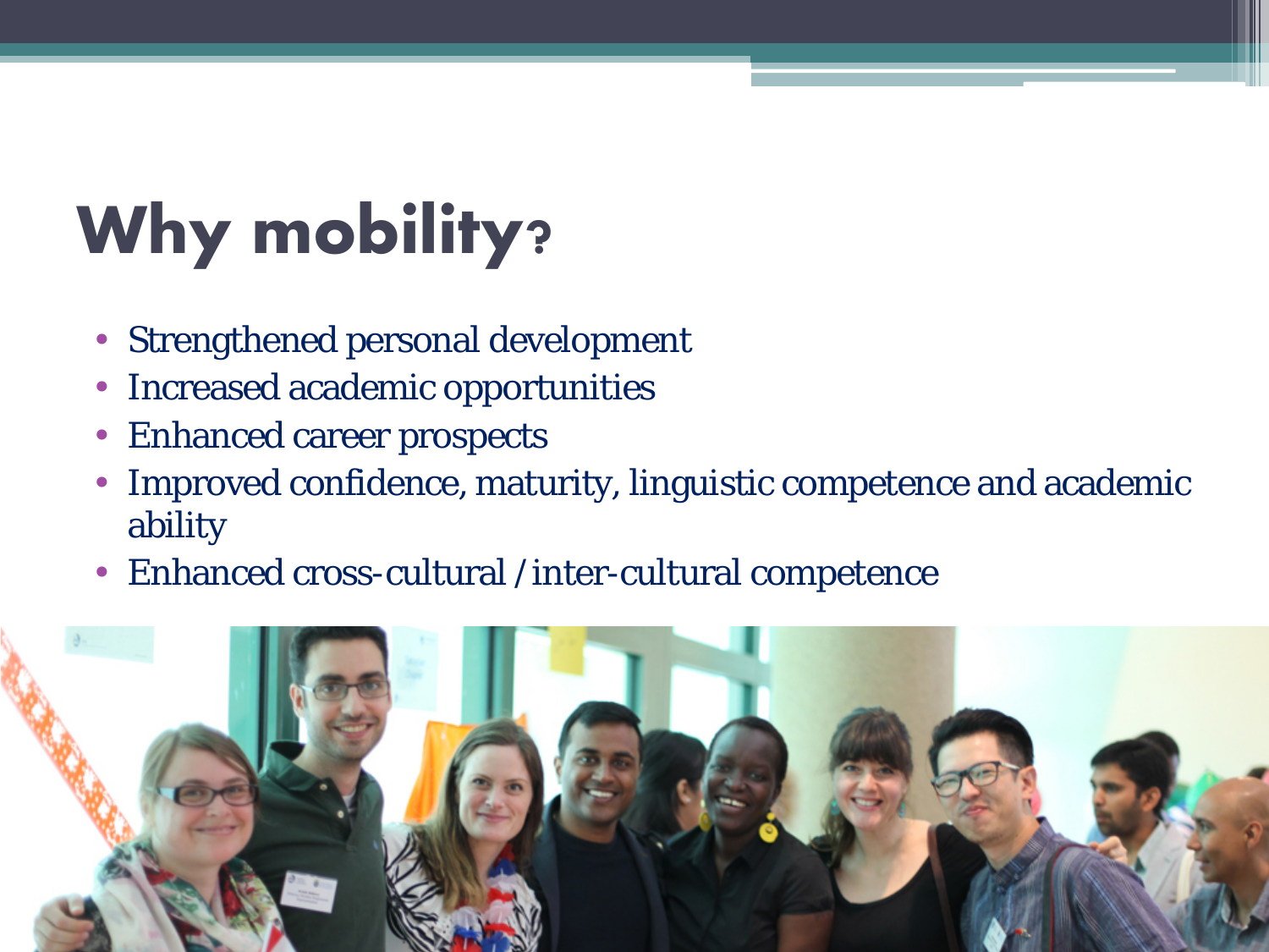# Why mobility?

- Strengthened personal development
- Increased academic opportunities
- Enhanced career prospects
- Improved confidence, maturity, linguistic competence and academic ability
- Enhanced cross-cultural / inter-cultural competence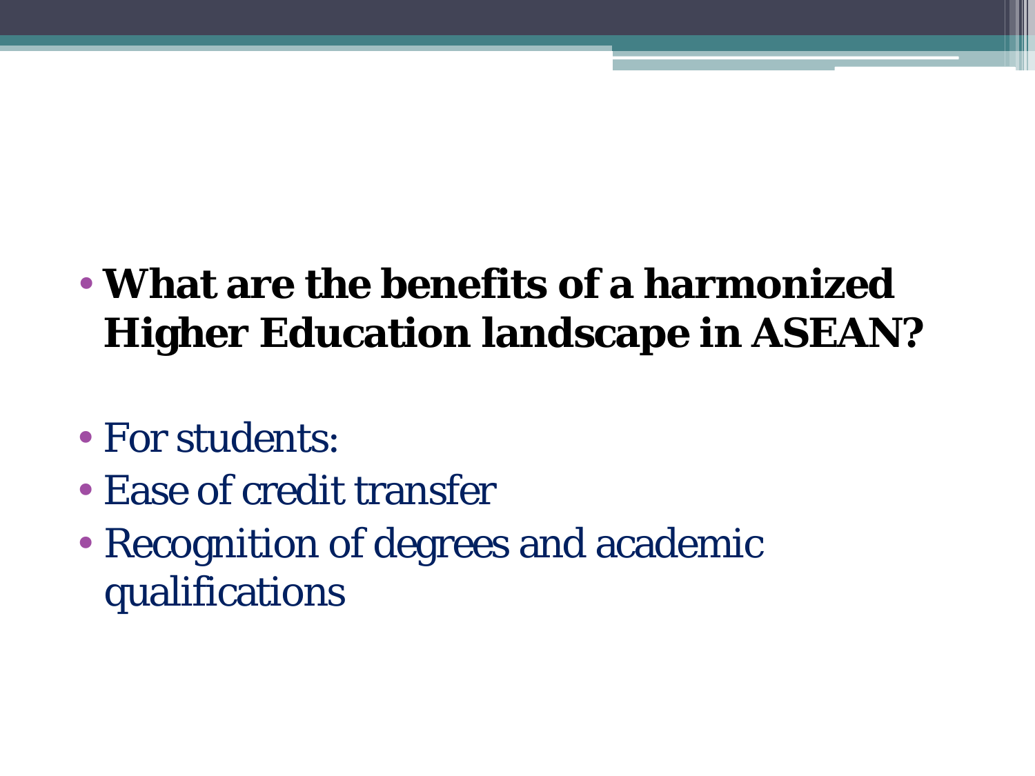- **What are the benefits of a harmonized Higher Education landscape in ASEAN?**

- For students:
- Ease of credit transfer
- Recognition of degrees and academic qualifications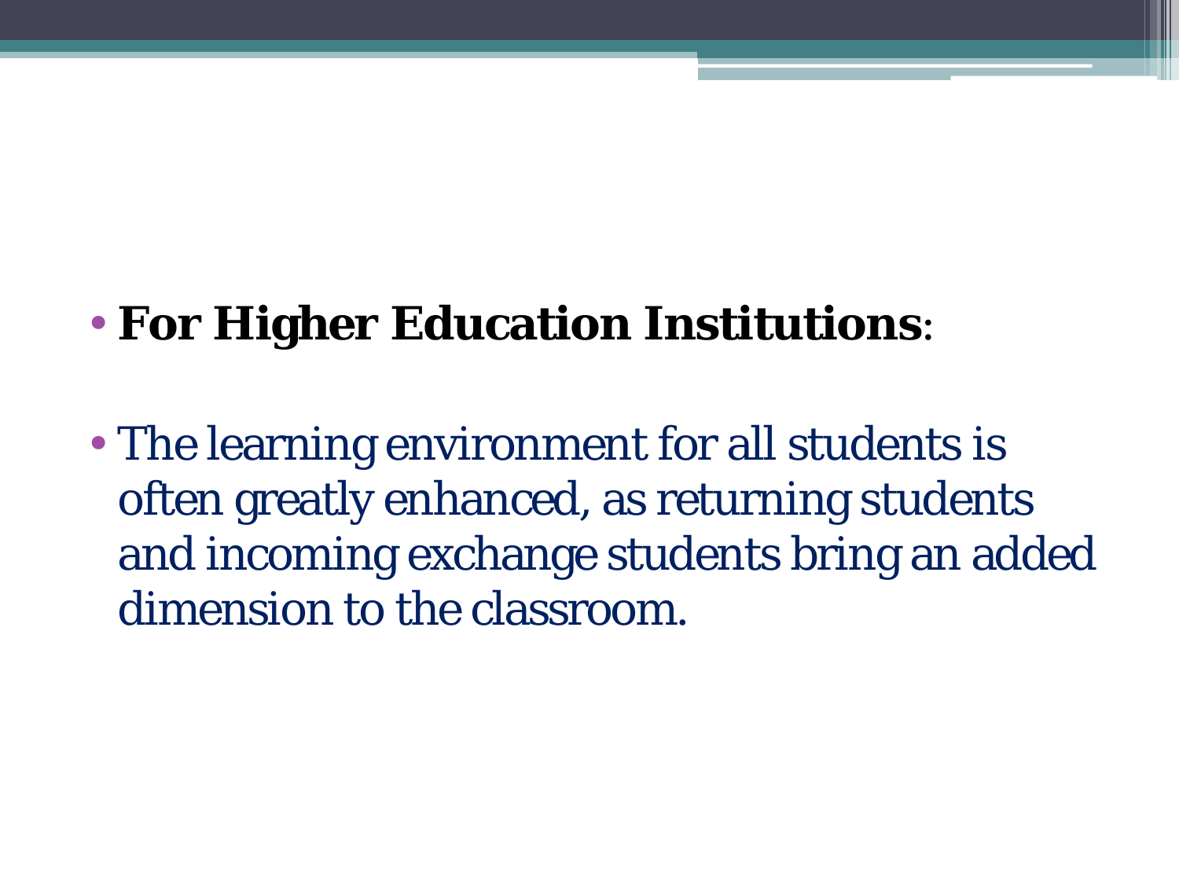- **For Higher Education Institutions**:

- The learning environment for all students is often greatly enhanced, as returning students and incoming exchange students bring an added dimension to the classroom.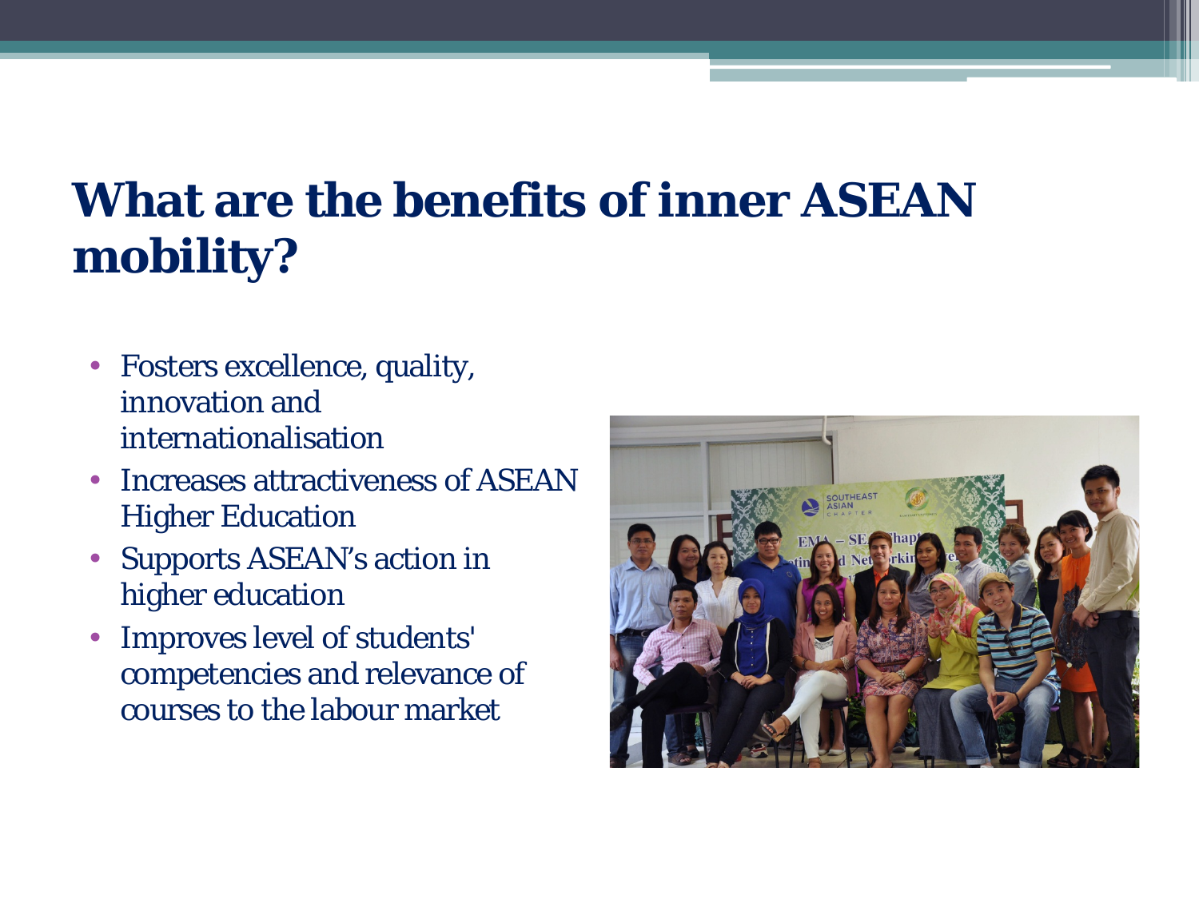# What are the benefits of inner ASEAN mobility?

- Fosters excellence, quality, innovation and internationalisation
- Increases attractiveness of ASEAN Higher Education
- Supports ASEAN's action in higher education
- Improves level of students' competencies and relevance of courses to the labour market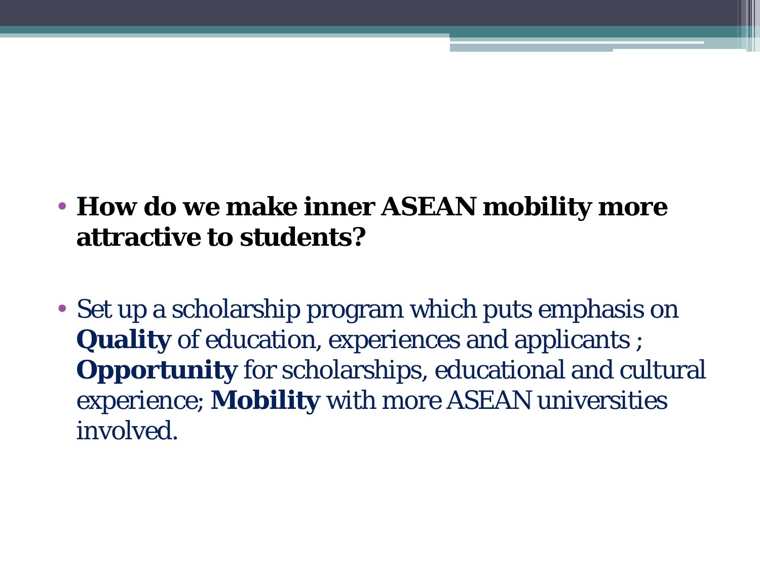- **How do we make inner ASEAN mobility more attractive to students?**

- Set up a scholarship program which puts emphasis on **Quality** of education, experiences and applicants ; **Opportunity** for scholarships, educational and cultural experience; **Mobility** with more ASEAN universities involved.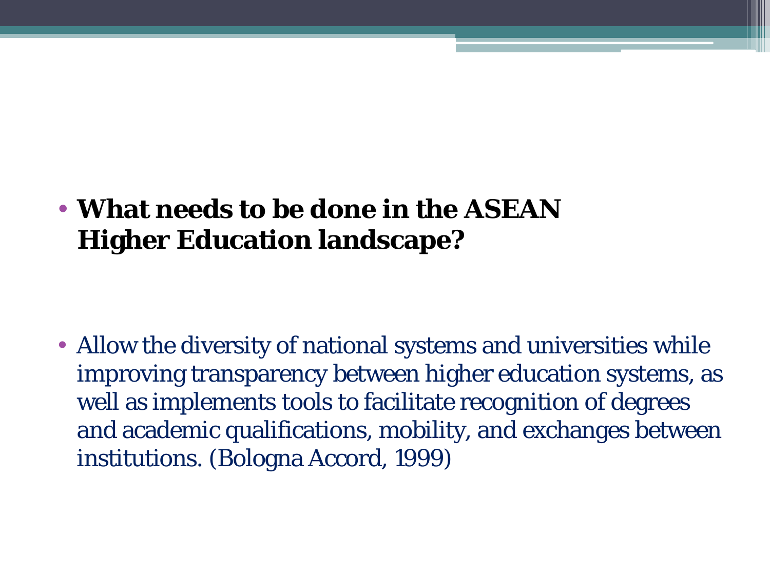- **What needs to be done in the ASEAN Higher Education landscape?**

- Allow the diversity of national systems and universities while improving transparency between higher education systems, as well as implements tools to facilitate recognition of degrees and academic qualifications, mobility, and exchanges between institutions. (Bologna Accord, 1999)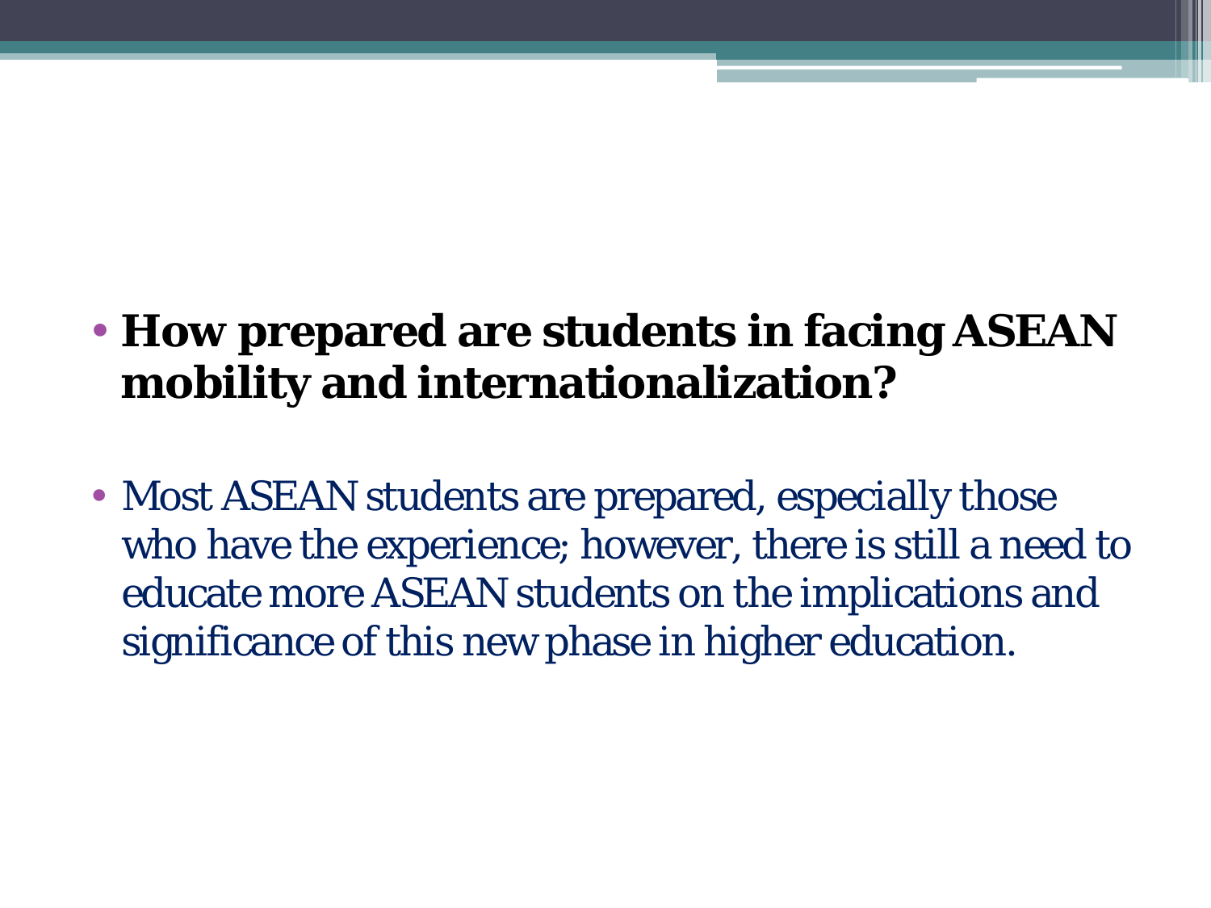- **How prepared are students in facing ASEAN mobility and internationalization?**

- Most ASEAN students are prepared, especially those who have the experience; however, there is still a need to educate more ASEAN students on the implications and significance of this new phase in higher education.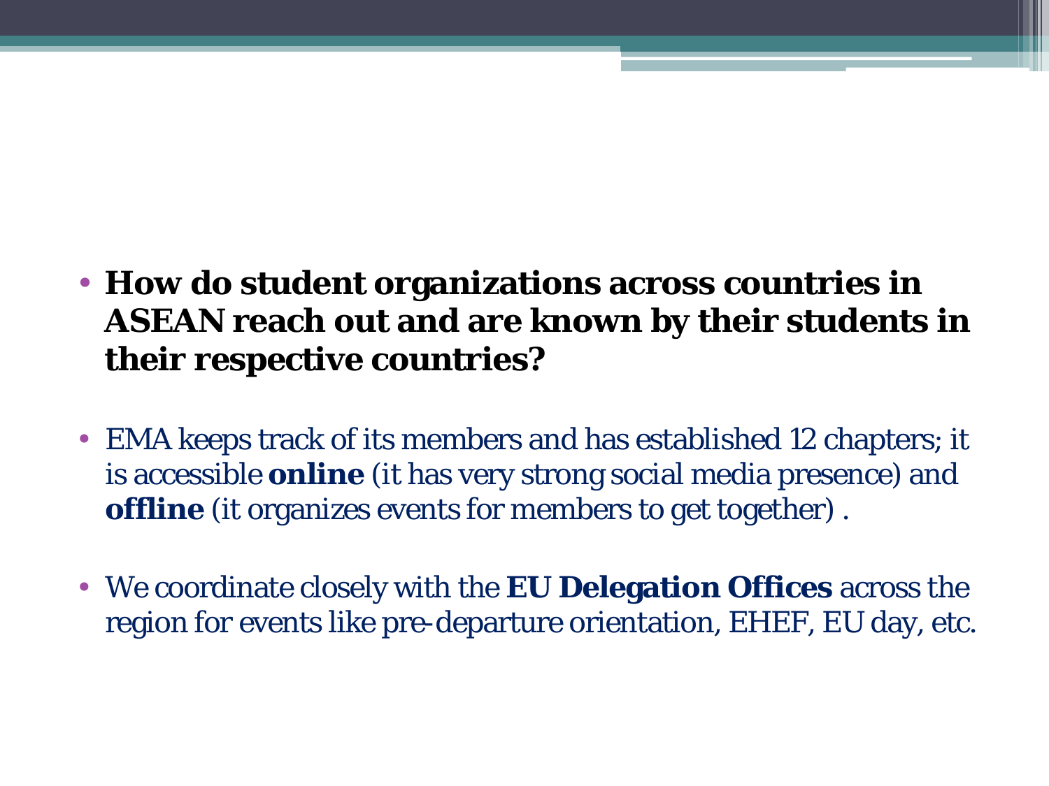- **How do student organizations across countries in ASEAN reach out and are known by their students in their respective countries?**

- EMA keeps track of its members and has established 12 chapters; it is accessible **online** (it has very strong social media presence) and **offline** (it organizes events for members to get together) .

- We coordinate closely with the **EU Delegation Offices** across the region for events like pre-departure orientation, EHEF, EU day, etc.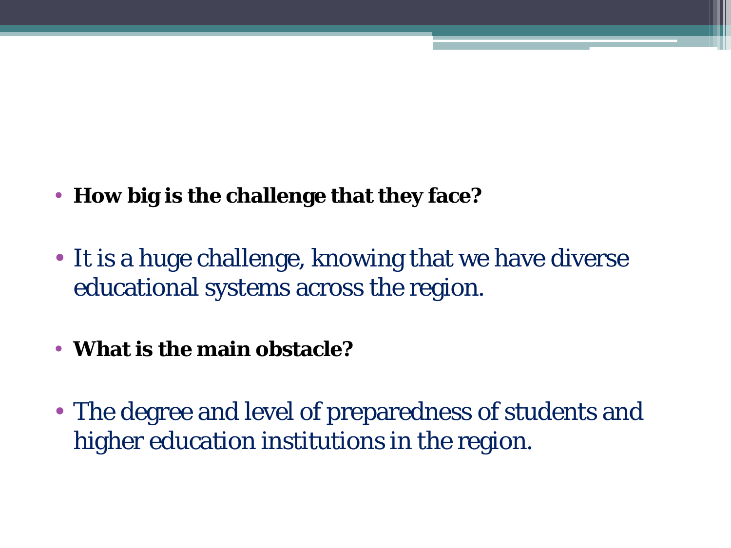- **How big is the challenge that they face?**

- It is a huge challenge, knowing that we have diverse educational systems across the region.

- **What is the main obstacle?**

- The degree and level of preparedness of students and higher education institutions in the region.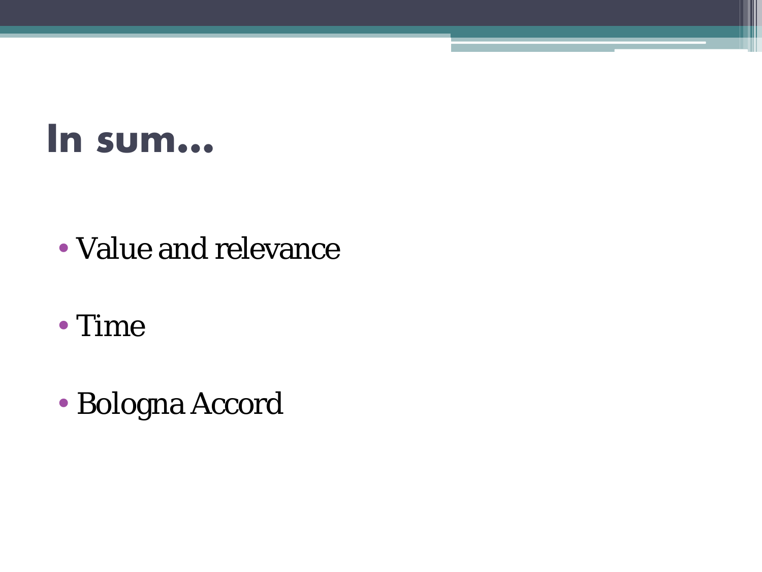# In sum…

- Value and relevance
- Time
- Bologna Accord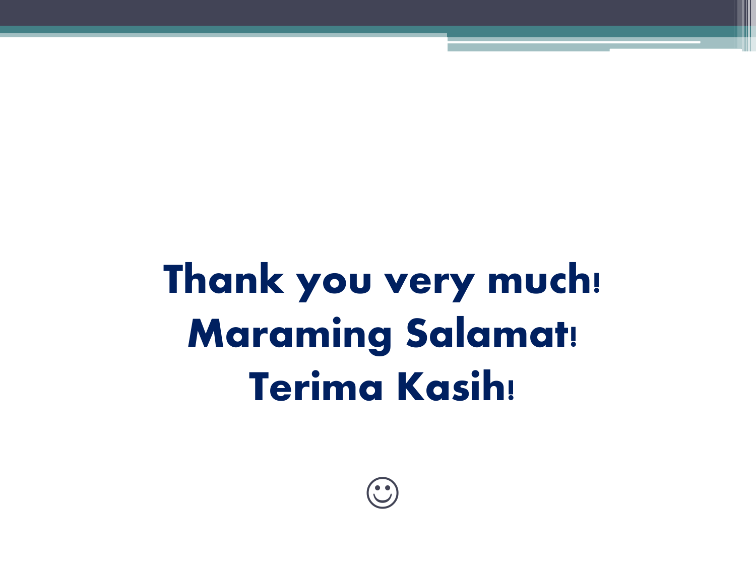**Thank you very much!**
**Maraming Salamat!**
**Terima Kasih!**

☺